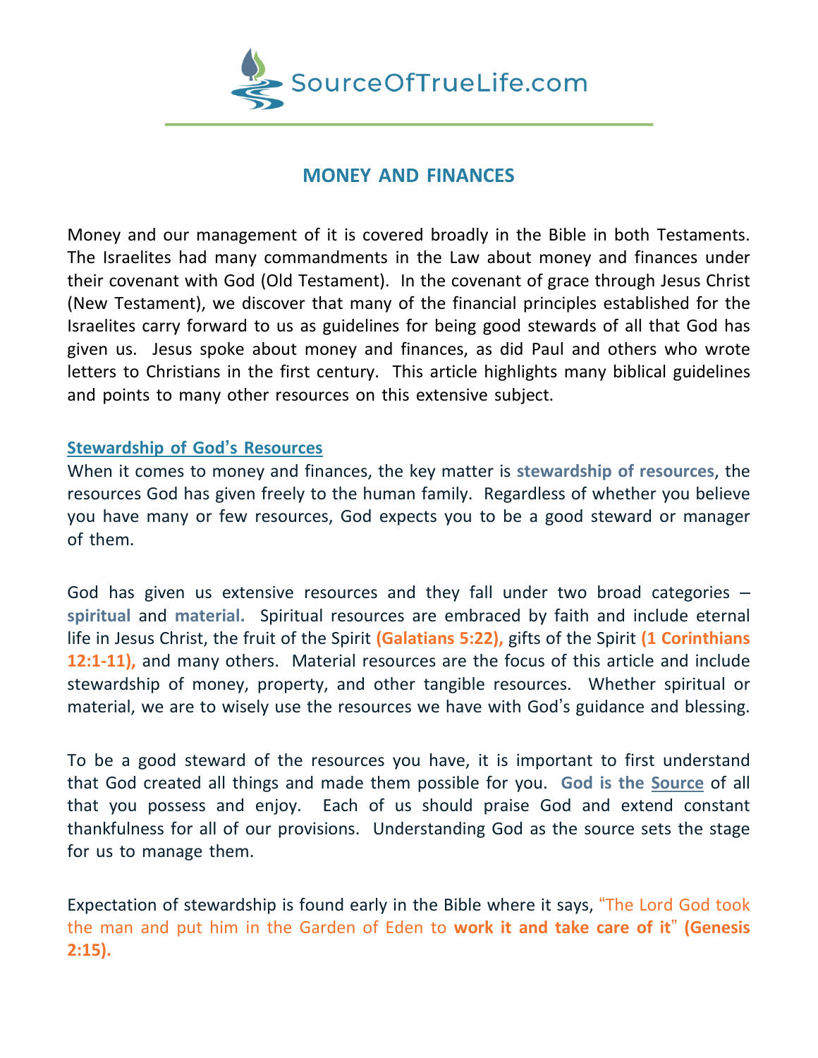SourceOfTrueLife.com

# MONEY AND FINANCES

Money and our management of it is covered broadly in the Bible in both Testaments. The Israelites had many commandments in the Law about money and finances under their covenant with God (Old Testament). In the covenant of grace through Jesus Christ (New Testament), we discover that many of the financial principles established for the Israelites carry forward to us as guidelines for being good stewards of all that God has given us. Jesus spoke about money and finances, as did Paul and others who wrote letters to Christians in the first century. This article highlights many biblical guidelines and points to many other resources on this extensive subject.

## Stewardship of God's Resources

When it comes to money and finances, the key matter is **stewardship of resources**, the resources God has given freely to the human family. Regardless of whether you believe you have many or few resources, God expects you to be a good steward or manager of them.

God has given us extensive resources and they fall under two broad categories – **spiritual** and **material.** Spiritual resources are embraced by faith and include eternal life in Jesus Christ, the fruit of the Spirit **(Galatians 5:22),** gifts of the Spirit **(1 Corinthians 12:1-11),** and many others. Material resources are the focus of this article and include stewardship of money, property, and other tangible resources. Whether spiritual or material, we are to wisely use the resources we have with God's guidance and blessing.

To be a good steward of the resources you have, it is important to first understand that God created all things and made them possible for you. **God is the Source** of all that you possess and enjoy. Each of us should praise God and extend constant thankfulness for all of our provisions. Understanding God as the source sets the stage for us to manage them.

Expectation of stewardship is found early in the Bible where it says, "The Lord God took the man and put him in the Garden of Eden to **work it and take care of it**" **(Genesis 2:15).**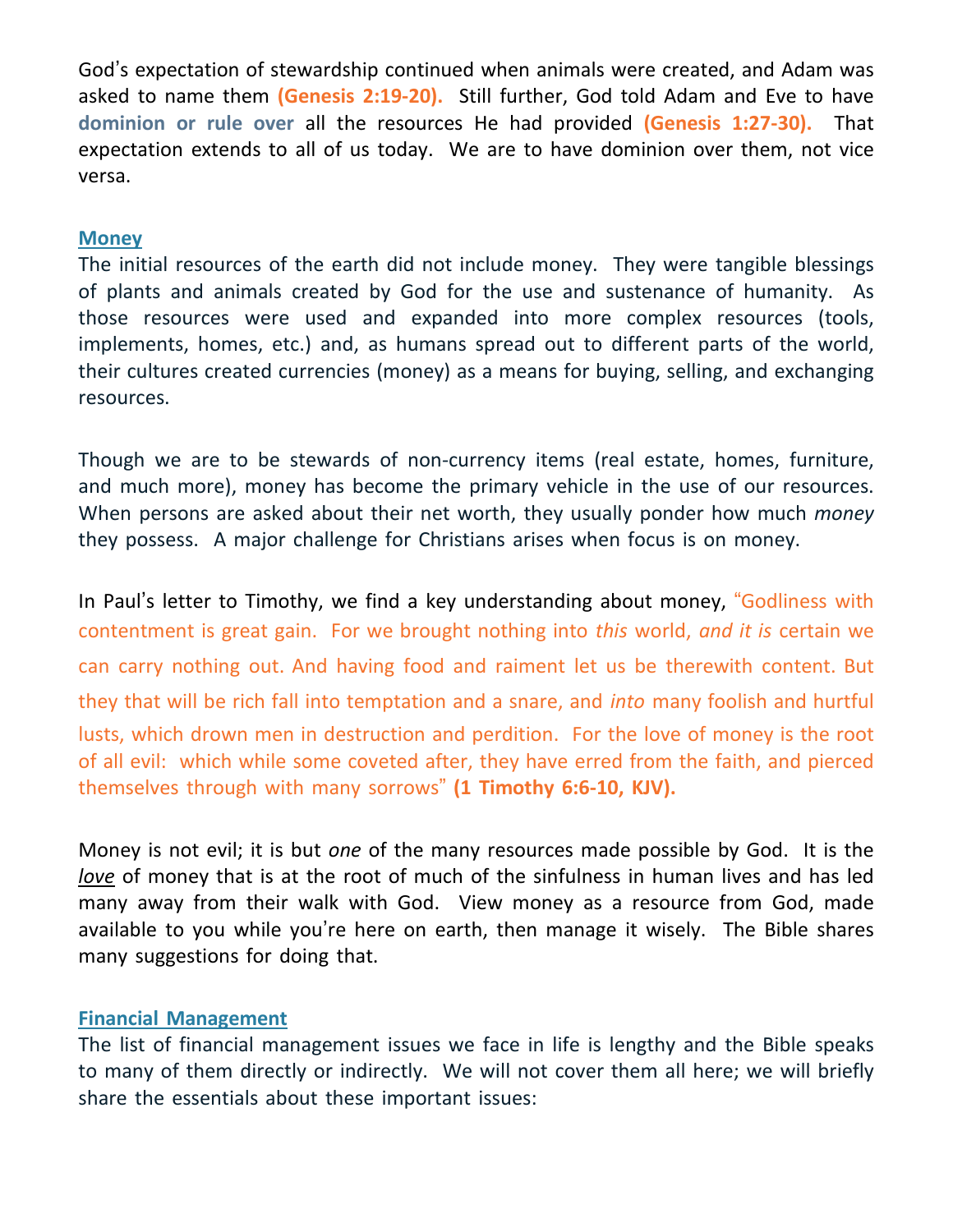God's expectation of stewardship continued when animals were created, and Adam was asked to name them **(Genesis 2:19-20).** Still further, God told Adam and Eve to have **dominion or rule over** all the resources He had provided **(Genesis 1:27-30).** That expectation extends to all of us today. We are to have dominion over them, not vice versa.

## Money

The initial resources of the earth did not include money. They were tangible blessings of plants and animals created by God for the use and sustenance of humanity. As those resources were used and expanded into more complex resources (tools, implements, homes, etc.) and, as humans spread out to different parts of the world, their cultures created currencies (money) as a means for buying, selling, and exchanging resources.

Though we are to be stewards of non-currency items (real estate, homes, furniture, and much more), money has become the primary vehicle in the use of our resources. When persons are asked about their net worth, they usually ponder how much *money* they possess. A major challenge for Christians arises when focus is on money.

In Paul's letter to Timothy, we find a key understanding about money, "Godliness with contentment is great gain. For we brought nothing into *this* world, *and it is* certain we can carry nothing out. And having food and raiment let us be therewith content. But they that will be rich fall into temptation and a snare, and *into* many foolish and hurtful lusts, which drown men in destruction and perdition. For the love of money is the root of all evil: which while some coveted after, they have erred from the faith, and pierced themselves through with many sorrows" **(1 Timothy 6:6-10, KJV).**

Money is not evil; it is but *one* of the many resources made possible by God. It is the ***love*** of money that is at the root of much of the sinfulness in human lives and has led many away from their walk with God. View money as a resource from God, made available to you while you're here on earth, then manage it wisely. The Bible shares many suggestions for doing that.

## Financial Management

The list of financial management issues we face in life is lengthy and the Bible speaks to many of them directly or indirectly. We will not cover them all here; we will briefly share the essentials about these important issues: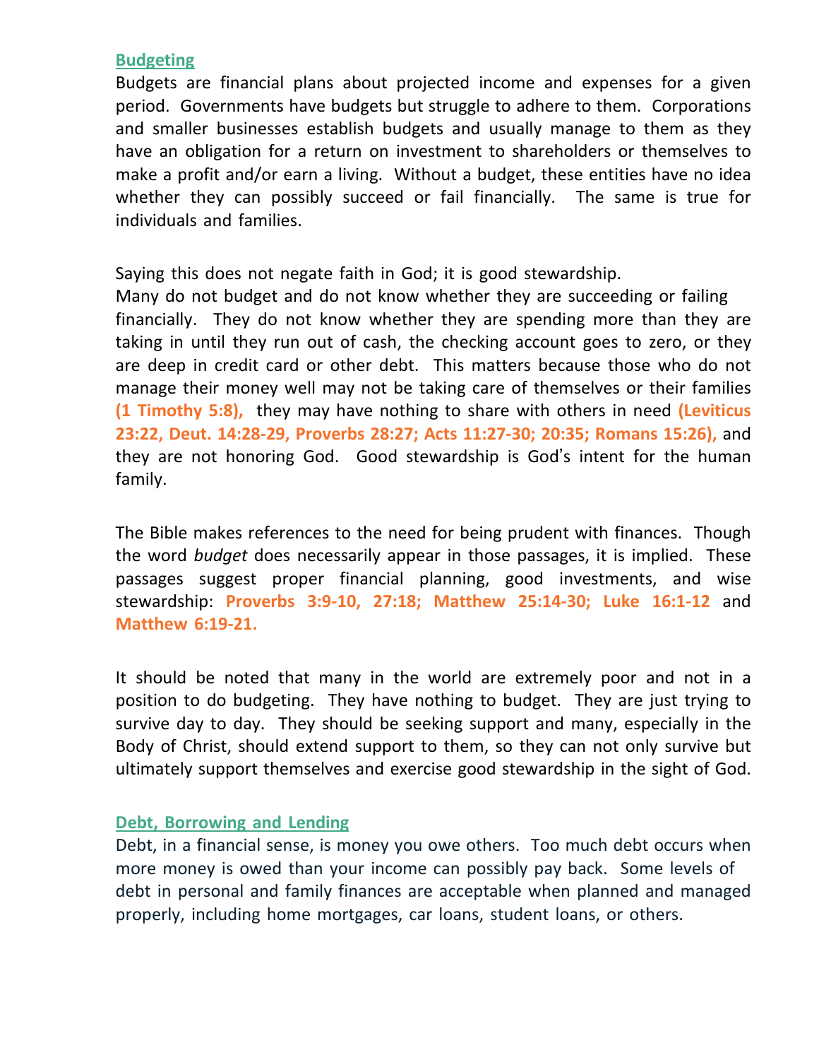## Budgeting

Budgets are financial plans about projected income and expenses for a given period. Governments have budgets but struggle to adhere to them. Corporations and smaller businesses establish budgets and usually manage to them as they have an obligation for a return on investment to shareholders or themselves to make a profit and/or earn a living. Without a budget, these entities have no idea whether they can possibly succeed or fail financially. The same is true for individuals and families.

Saying this does not negate faith in God; it is good stewardship.
Many do not budget and do not know whether they are succeeding or failing financially. They do not know whether they are spending more than they are taking in until they run out of cash, the checking account goes to zero, or they are deep in credit card or other debt. This matters because those who do not manage their money well may not be taking care of themselves or their families **(1 Timothy 5:8),** they may have nothing to share with others in need **(Leviticus 23:22, Deut. 14:28-29, Proverbs 28:27; Acts 11:27-30; 20:35; Romans 15:26),** and they are not honoring God. Good stewardship is God's intent for the human family.

The Bible makes references to the need for being prudent with finances. Though the word *budget* does necessarily appear in those passages, it is implied. These passages suggest proper financial planning, good investments, and wise stewardship: **Proverbs 3:9-10, 27:18; Matthew 25:14-30; Luke 16:1-12** and **Matthew 6:19-21.**

It should be noted that many in the world are extremely poor and not in a position to do budgeting. They have nothing to budget. They are just trying to survive day to day. They should be seeking support and many, especially in the Body of Christ, should extend support to them, so they can not only survive but ultimately support themselves and exercise good stewardship in the sight of God.

## Debt, Borrowing and Lending

Debt, in a financial sense, is money you owe others. Too much debt occurs when more money is owed than your income can possibly pay back. Some levels of debt in personal and family finances are acceptable when planned and managed properly, including home mortgages, car loans, student loans, or others.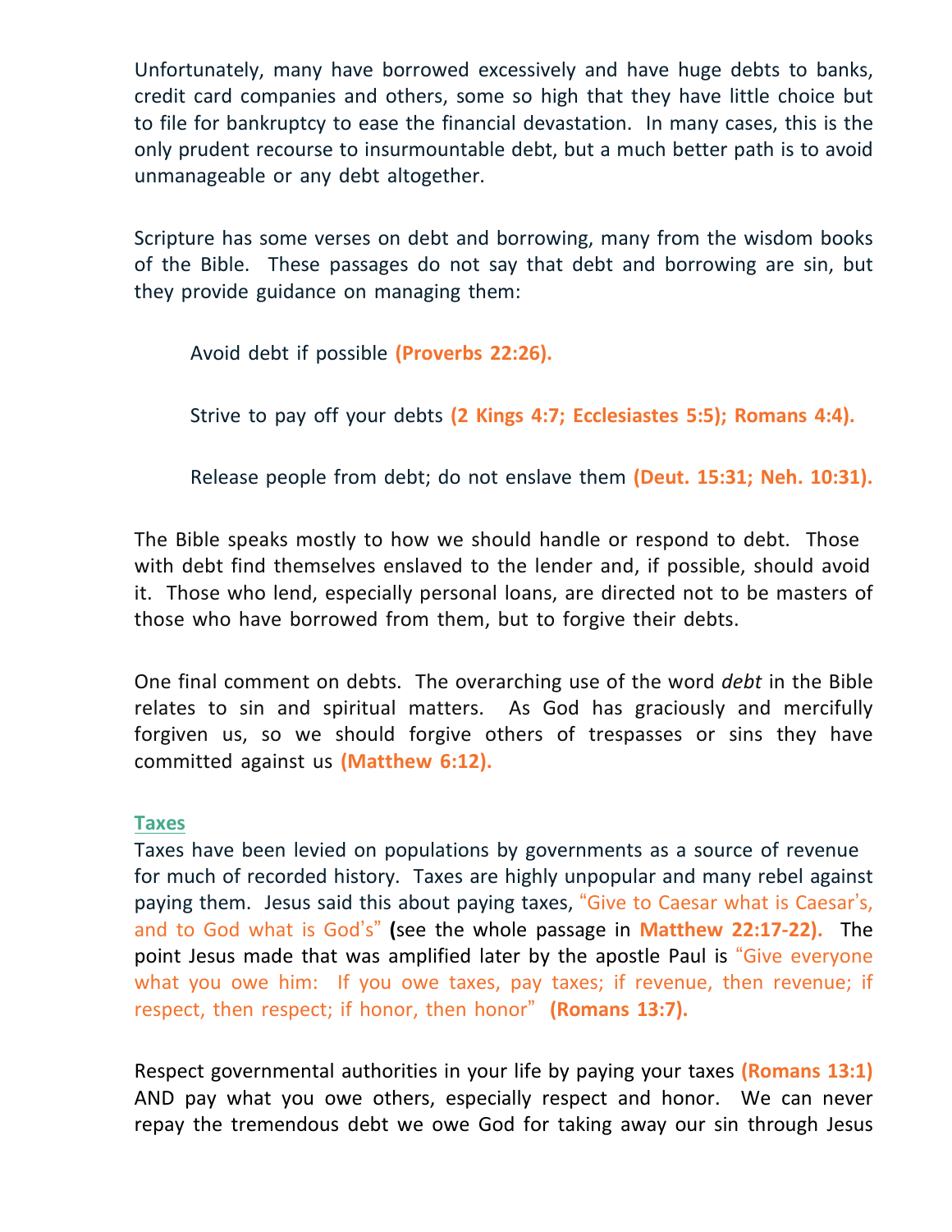Unfortunately, many have borrowed excessively and have huge debts to banks, credit card companies and others, some so high that they have little choice but to file for bankruptcy to ease the financial devastation. In many cases, this is the only prudent recourse to insurmountable debt, but a much better path is to avoid unmanageable or any debt altogether.

Scripture has some verses on debt and borrowing, many from the wisdom books of the Bible. These passages do not say that debt and borrowing are sin, but they provide guidance on managing them:

> Avoid debt if possible **(Proverbs 22:26).**
>
> Strive to pay off your debts **(2 Kings 4:7; Ecclesiastes 5:5); Romans 4:4).**
>
> Release people from debt; do not enslave them **(Deut. 15:31; Neh. 10:31).**

The Bible speaks mostly to how we should handle or respond to debt. Those with debt find themselves enslaved to the lender and, if possible, should avoid it. Those who lend, especially personal loans, are directed not to be masters of those who have borrowed from them, but to forgive their debts.

One final comment on debts. The overarching use of the word *debt* in the Bible relates to sin and spiritual matters. As God has graciously and mercifully forgiven us, so we should forgive others of trespasses or sins they have committed against us **(Matthew 6:12).**

## Taxes

Taxes have been levied on populations by governments as a source of revenue for much of recorded history. Taxes are highly unpopular and many rebel against paying them. Jesus said this about paying taxes, "Give to Caesar what is Caesar's, and to God what is God's" **(**see the whole passage in **Matthew 22:17-22).** The point Jesus made that was amplified later by the apostle Paul is "Give everyone what you owe him: If you owe taxes, pay taxes; if revenue, then revenue; if respect, then respect; if honor, then honor" **(Romans 13:7).**

Respect governmental authorities in your life by paying your taxes **(Romans 13:1)** AND pay what you owe others, especially respect and honor. We can never repay the tremendous debt we owe God for taking away our sin through Jesus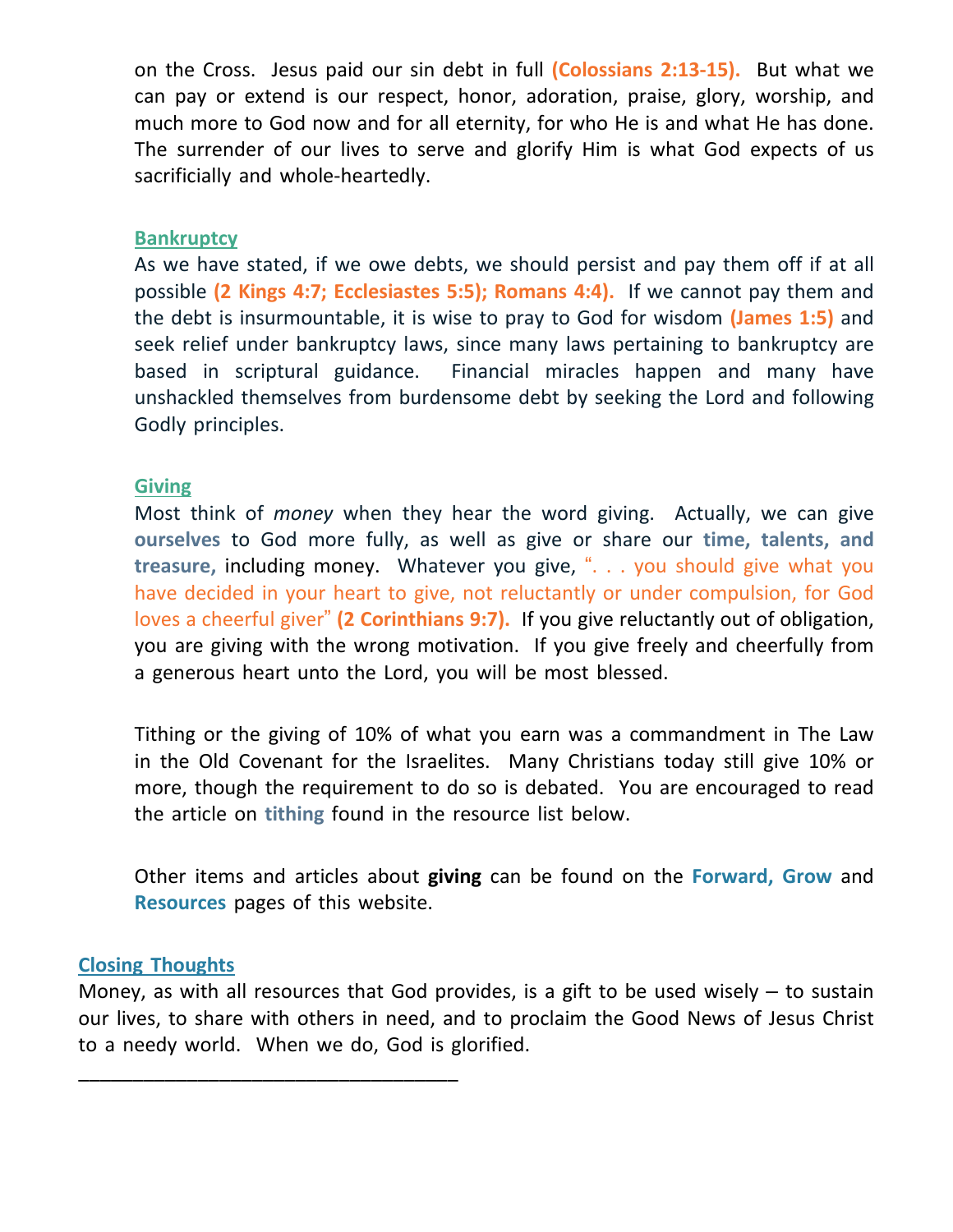on the Cross. Jesus paid our sin debt in full **(Colossians 2:13-15).** But what we can pay or extend is our respect, honor, adoration, praise, glory, worship, and much more to God now and for all eternity, for who He is and what He has done. The surrender of our lives to serve and glorify Him is what God expects of us sacrificially and whole-heartedly.

### Bankruptcy

As we have stated, if we owe debts, we should persist and pay them off if at all possible **(2 Kings 4:7; Ecclesiastes 5:5); Romans 4:4).** If we cannot pay them and the debt is insurmountable, it is wise to pray to God for wisdom **(James 1:5)** and seek relief under bankruptcy laws, since many laws pertaining to bankruptcy are based in scriptural guidance. Financial miracles happen and many have unshackled themselves from burdensome debt by seeking the Lord and following Godly principles.

### Giving

Most think of *money* when they hear the word giving. Actually, we can give **ourselves** to God more fully, as well as give or share our **time, talents, and treasure,** including money. Whatever you give, ". . . you should give what you have decided in your heart to give, not reluctantly or under compulsion, for God loves a cheerful giver" **(2 Corinthians 9:7).** If you give reluctantly out of obligation, you are giving with the wrong motivation. If you give freely and cheerfully from a generous heart unto the Lord, you will be most blessed.

Tithing or the giving of 10% of what you earn was a commandment in The Law in the Old Covenant for the Israelites. Many Christians today still give 10% or more, though the requirement to do so is debated. You are encouraged to read the article on **tithing** found in the resource list below.

Other items and articles about **giving** can be found on the **Forward, Grow** and **Resources** pages of this website.

## Closing Thoughts

Money, as with all resources that God provides, is a gift to be used wisely – to sustain our lives, to share with others in need, and to proclaim the Good News of Jesus Christ to a needy world. When we do, God is glorified.

___________________________________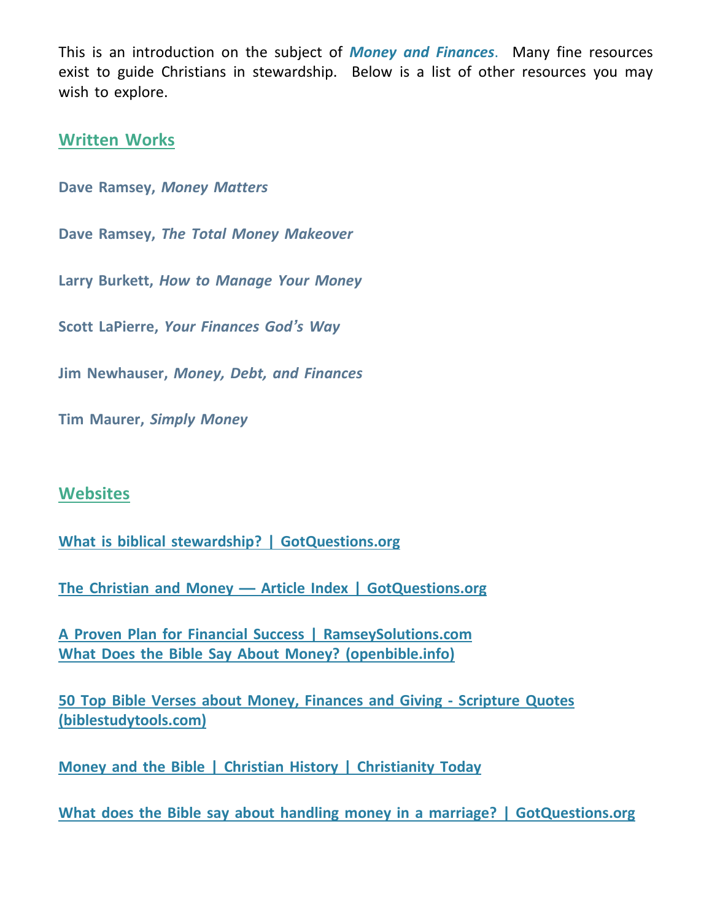This is an introduction on the subject of ***Money and Finances***. Many fine resources exist to guide Christians in stewardship. Below is a list of other resources you may wish to explore.

## Written Works

**Dave Ramsey, *Money Matters***

**Dave Ramsey, *The Total Money Makeover***

**Larry Burkett, *How to Manage Your Money***

**Scott LaPierre, *Your Finances God's Way***

**Jim Newhauser, *Money, Debt, and Finances***

**Tim Maurer, *Simply Money***

## Websites

**What is biblical stewardship? | GotQuestions.org**

**The Christian and Money — Article Index | GotQuestions.org**

**A Proven Plan for Financial Success | RamseySolutions.com**
**What Does the Bible Say About Money? (openbible.info)**

**50 Top Bible Verses about Money, Finances and Giving - Scripture Quotes (biblestudytools.com)**

**Money and the Bible | Christian History | Christianity Today**

**What does the Bible say about handling money in a marriage? | GotQuestions.org**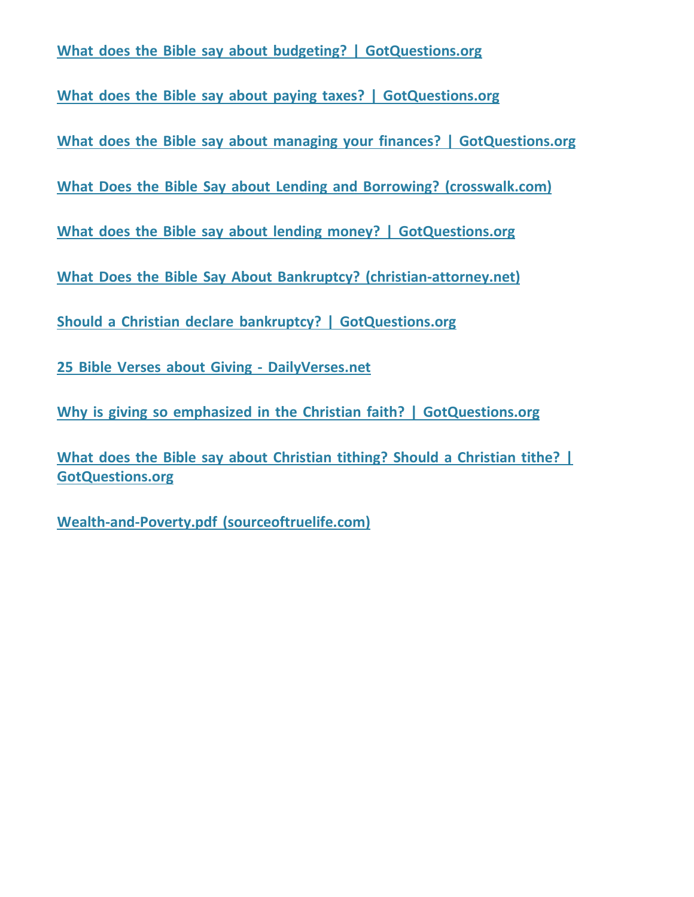**What does the Bible say about budgeting? | GotQuestions.org**

**What does the Bible say about paying taxes? | GotQuestions.org**

**What does the Bible say about managing your finances? | GotQuestions.org**

**What Does the Bible Say about Lending and Borrowing? (crosswalk.com)**

**What does the Bible say about lending money? | GotQuestions.org**

**What Does the Bible Say About Bankruptcy? (christian-attorney.net)**

**Should a Christian declare bankruptcy? | GotQuestions.org**

**25 Bible Verses about Giving - DailyVerses.net**

**Why is giving so emphasized in the Christian faith? | GotQuestions.org**

**What does the Bible say about Christian tithing? Should a Christian tithe? | GotQuestions.org**

**Wealth-and-Poverty.pdf (sourceoftruelife.com)**